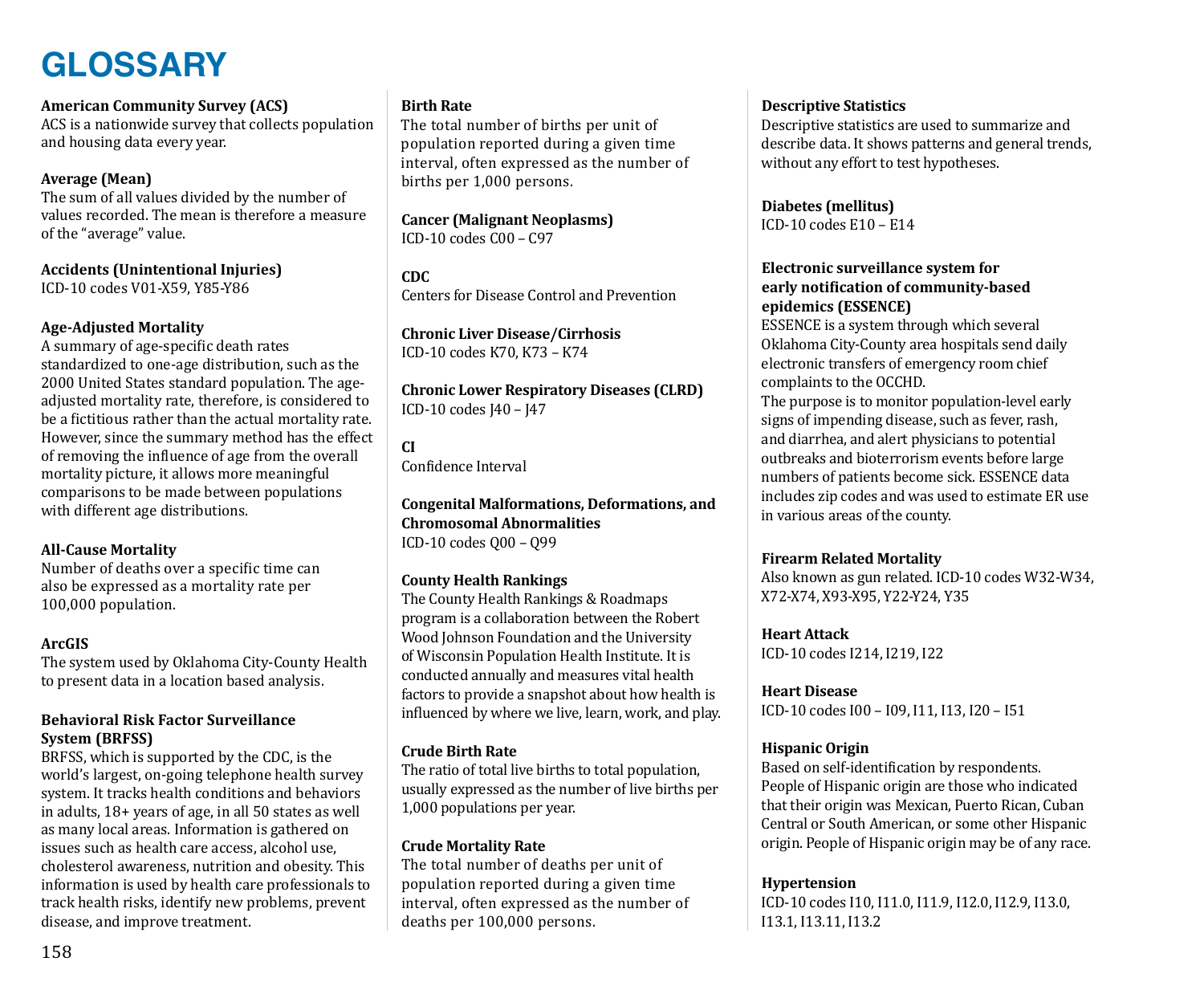# GLOSSARY

**American Community Survey (ACS)**
ACS is a nationwide survey that collects population and housing data every year.

**Average (Mean)**
The sum of all values divided by the number of values recorded. The mean is therefore a measure of the "average" value.

**Accidents (Unintentional Injuries)**
ICD-10 codes V01-X59, Y85-Y86

**Age-Adjusted Mortality**
A summary of age-specific death rates standardized to one-age distribution, such as the 2000 United States standard population. The age-adjusted mortality rate, therefore, is considered to be a fictitious rather than the actual mortality rate. However, since the summary method has the effect of removing the influence of age from the overall mortality picture, it allows more meaningful comparisons to be made between populations with different age distributions.

**All-Cause Mortality**
Number of deaths over a specific time can also be expressed as a mortality rate per 100,000 population.

**ArcGIS**
The system used by Oklahoma City-County Health to present data in a location based analysis.

**Behavioral Risk Factor Surveillance System (BRFSS)**
BRFSS, which is supported by the CDC, is the world's largest, on-going telephone health survey system. It tracks health conditions and behaviors in adults, 18+ years of age, in all 50 states as well as many local areas. Information is gathered on issues such as health care access, alcohol use, cholesterol awareness, nutrition and obesity. This information is used by health care professionals to track health risks, identify new problems, prevent disease, and improve treatment.

**Birth Rate**
The total number of births per unit of population reported during a given time interval, often expressed as the number of births per 1,000 persons.

**Cancer (Malignant Neoplasms)**
ICD-10 codes C00 – C97

**CDC**
Centers for Disease Control and Prevention

**Chronic Liver Disease/Cirrhosis**
ICD-10 codes K70, K73 – K74

**Chronic Lower Respiratory Diseases (CLRD)**
ICD-10 codes J40 – J47

**CI**
Confidence Interval

**Congenital Malformations, Deformations, and Chromosomal Abnormalities**
ICD-10 codes Q00 – Q99

**County Health Rankings**
The County Health Rankings & Roadmaps program is a collaboration between the Robert Wood Johnson Foundation and the University of Wisconsin Population Health Institute. It is conducted annually and measures vital health factors to provide a snapshot about how health is influenced by where we live, learn, work, and play.

**Crude Birth Rate**
The ratio of total live births to total population, usually expressed as the number of live births per 1,000 populations per year.

**Crude Mortality Rate**
The total number of deaths per unit of population reported during a given time interval, often expressed as the number of deaths per 100,000 persons.

**Descriptive Statistics**
Descriptive statistics are used to summarize and describe data. It shows patterns and general trends, without any effort to test hypotheses.

**Diabetes (mellitus)**
ICD-10 codes E10 – E14

**Electronic surveillance system for early notification of community-based epidemics (ESSENCE)**
ESSENCE is a system through which several Oklahoma City-County area hospitals send daily electronic transfers of emergency room chief complaints to the OCCHD.
The purpose is to monitor population-level early signs of impending disease, such as fever, rash, and diarrhea, and alert physicians to potential outbreaks and bioterrorism events before large numbers of patients become sick. ESSENCE data includes zip codes and was used to estimate ER use in various areas of the county.

**Firearm Related Mortality**
Also known as gun related. ICD-10 codes W32-W34, X72-X74, X93-X95, Y22-Y24, Y35

**Heart Attack**
ICD-10 codes I214, I219, I22

**Heart Disease**
ICD-10 codes I00 – I09, I11, I13, I20 – I51

**Hispanic Origin**
Based on self-identification by respondents. People of Hispanic origin are those who indicated that their origin was Mexican, Puerto Rican, Cuban Central or South American, or some other Hispanic origin. People of Hispanic origin may be of any race.

**Hypertension**
ICD-10 codes I10, I11.0, I11.9, I12.0, I12.9, I13.0, I13.1, I13.11, I13.2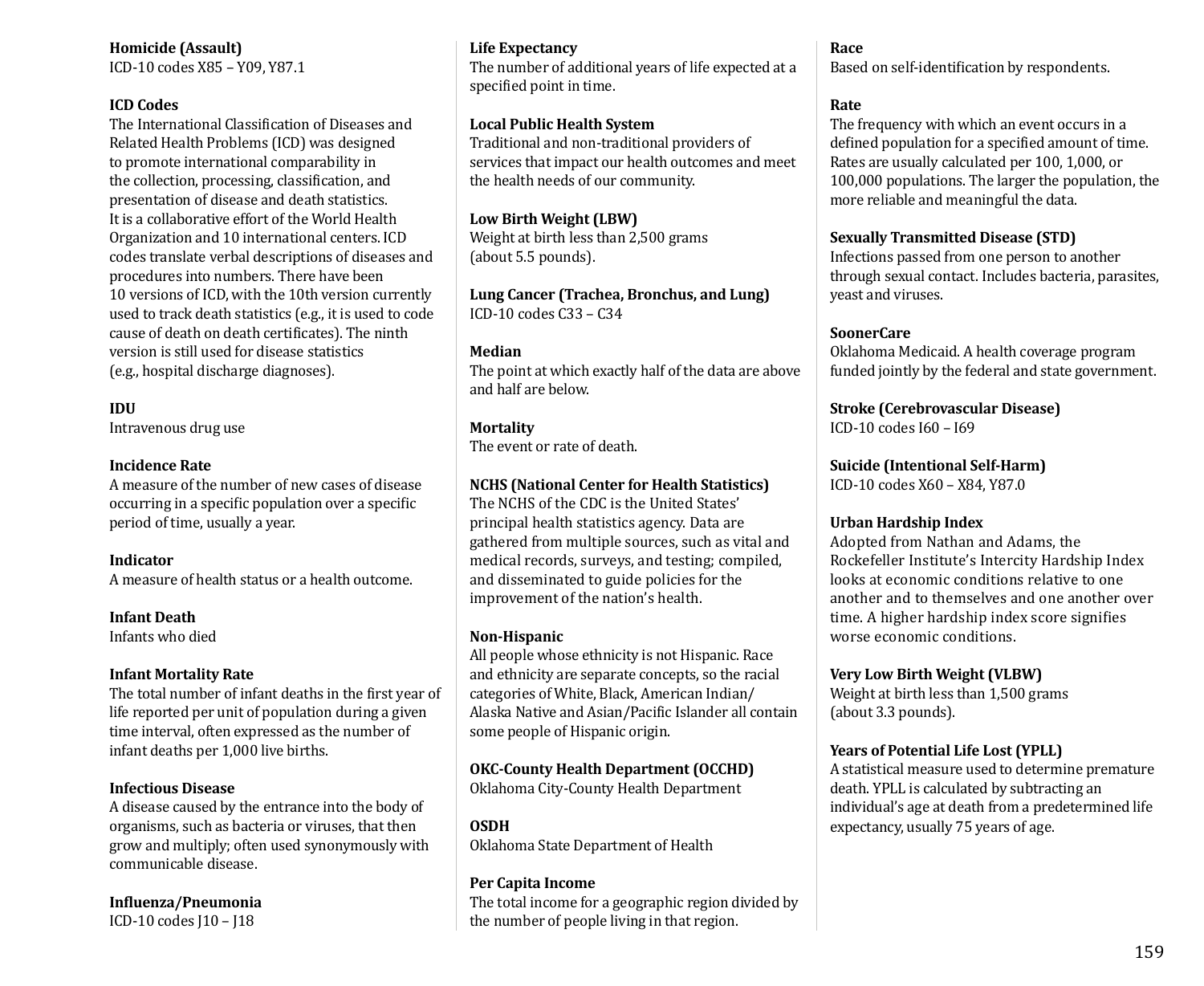**Homicide (Assault)**
ICD-10 codes X85 – Y09, Y87.1

**ICD Codes**
The International Classification of Diseases and Related Health Problems (ICD) was designed to promote international comparability in the collection, processing, classification, and presentation of disease and death statistics. It is a collaborative effort of the World Health Organization and 10 international centers. ICD codes translate verbal descriptions of diseases and procedures into numbers. There have been 10 versions of ICD, with the 10th version currently used to track death statistics (e.g., it is used to code cause of death on death certificates). The ninth version is still used for disease statistics (e.g., hospital discharge diagnoses).

**IDU**
Intravenous drug use

**Incidence Rate**
A measure of the number of new cases of disease occurring in a specific population over a specific period of time, usually a year.

**Indicator**
A measure of health status or a health outcome.

**Infant Death**
Infants who died

**Infant Mortality Rate**
The total number of infant deaths in the first year of life reported per unit of population during a given time interval, often expressed as the number of infant deaths per 1,000 live births.

**Infectious Disease**
A disease caused by the entrance into the body of organisms, such as bacteria or viruses, that then grow and multiply; often used synonymously with communicable disease.

**Influenza/Pneumonia**
ICD-10 codes J10 – J18

**Life Expectancy**
The number of additional years of life expected at a specified point in time.

**Local Public Health System**
Traditional and non-traditional providers of services that impact our health outcomes and meet the health needs of our community.

**Low Birth Weight (LBW)**
Weight at birth less than 2,500 grams (about 5.5 pounds).

**Lung Cancer (Trachea, Bronchus, and Lung)**
ICD-10 codes C33 – C34

**Median**
The point at which exactly half of the data are above and half are below.

**Mortality**
The event or rate of death.

**NCHS (National Center for Health Statistics)**
The NCHS of the CDC is the United States' principal health statistics agency. Data are gathered from multiple sources, such as vital and medical records, surveys, and testing; compiled, and disseminated to guide policies for the improvement of the nation's health.

**Non-Hispanic**
All people whose ethnicity is not Hispanic. Race and ethnicity are separate concepts, so the racial categories of White, Black, American Indian/Alaska Native and Asian/Pacific Islander all contain some people of Hispanic origin.

**OKC-County Health Department (OCCHD)**
Oklahoma City-County Health Department

**OSDH**
Oklahoma State Department of Health

**Per Capita Income**
The total income for a geographic region divided by the number of people living in that region.

**Race**
Based on self-identification by respondents.

**Rate**
The frequency with which an event occurs in a defined population for a specified amount of time. Rates are usually calculated per 100, 1,000, or 100,000 populations. The larger the population, the more reliable and meaningful the data.

**Sexually Transmitted Disease (STD)**
Infections passed from one person to another through sexual contact. Includes bacteria, parasites, yeast and viruses.

**SoonerCare**
Oklahoma Medicaid. A health coverage program funded jointly by the federal and state government.

**Stroke (Cerebrovascular Disease)**
ICD-10 codes I60 – I69

**Suicide (Intentional Self-Harm)**
ICD-10 codes X60 – X84, Y87.0

**Urban Hardship Index**
Adopted from Nathan and Adams, the Rockefeller Institute's Intercity Hardship Index looks at economic conditions relative to one another and to themselves and one another over time. A higher hardship index score signifies worse economic conditions.

**Very Low Birth Weight (VLBW)**
Weight at birth less than 1,500 grams (about 3.3 pounds).

**Years of Potential Life Lost (YPLL)**
A statistical measure used to determine premature death. YPLL is calculated by subtracting an individual's age at death from a predetermined life expectancy, usually 75 years of age.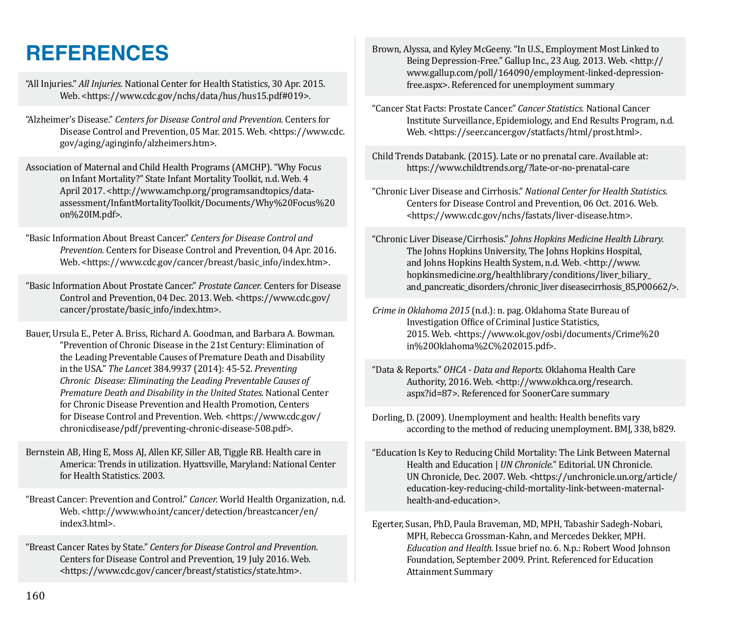# REFERENCES

"All Injuries." *All Injuries.* National Center for Health Statistics, 30 Apr. 2015. Web. <https://www.cdc.gov/nchs/data/hus/hus15.pdf#019>.

"Alzheimer's Disease." *Centers for Disease Control and Prevention.* Centers for Disease Control and Prevention, 05 Mar. 2015. Web. <https://www.cdc.gov/aging/aginginfo/alzheimers.htm>.

Association of Maternal and Child Health Programs (AMCHP). "Why Focus on Infant Mortality?" State Infant Mortality Toolkit, n.d. Web. 4 April 2017. <http://www.amchp.org/programsandtopics/data-assessment/InfantMortalityToolkit/Documents/Why%20Focus%20on%20IM.pdf>.

"Basic Information About Breast Cancer." *Centers for Disease Control and Prevention.* Centers for Disease Control and Prevention, 04 Apr. 2016. Web. <https://www.cdc.gov/cancer/breast/basic_info/index.htm>.

"Basic Information About Prostate Cancer." *Prostate Cancer.* Centers for Disease Control and Prevention, 04 Dec. 2013. Web. <https://www.cdc.gov/cancer/prostate/basic_info/index.htm>.

Bauer, Ursula E., Peter A. Briss, Richard A. Goodman, and Barbara A. Bowman. "Prevention of Chronic Disease in the 21st Century: Elimination of the Leading Preventable Causes of Premature Death and Disability in the USA." *The Lancet* 384.9937 (2014): 45-52. *Preventing Chronic Disease: Eliminating the Leading Preventable Causes of Premature Death and Disability in the United States.* National Center for Chronic Disease Prevention and Health Promotion, Centers for Disease Control and Prevention. Web. <https://www.cdc.gov/chronicdisease/pdf/preventing-chronic-disease-508.pdf>.

Bernstein AB, Hing E, Moss AJ, Allen KF, Siller AB, Tiggle RB. Health care in America: Trends in utilization. Hyattsville, Maryland: National Center for Health Statistics. 2003.

"Breast Cancer: Prevention and Control." *Cancer.* World Health Organization, n.d. Web. <http://www.who.int/cancer/detection/breastcancer/en/index3.html>.

"Breast Cancer Rates by State." *Centers for Disease Control and Prevention.* Centers for Disease Control and Prevention, 19 July 2016. Web. <https://www.cdc.gov/cancer/breast/statistics/state.htm>.

Brown, Alyssa, and Kyley McGeeny. "In U.S., Employment Most Linked to Being Depression-Free." Gallup Inc., 23 Aug. 2013. Web. <http://www.gallup.com/poll/164090/employment-linked-depression-free.aspx>. Referenced for unemployment summary

"Cancer Stat Facts: Prostate Cancer." *Cancer Statistics.* National Cancer Institute Surveillance, Epidemiology, and End Results Program, n.d. Web. <https://seer.cancer.gov/statfacts/html/prost.html>.

Child Trends Databank. (2015). Late or no prenatal care. Available at: https://www.childtrends.org/?late-or-no-prenatal-care

"Chronic Liver Disease and Cirrhosis." *National Center for Health Statistics.* Centers for Disease Control and Prevention, 06 Oct. 2016. Web. <https://www.cdc.gov/nchs/fastats/liver-disease.htm>.

"Chronic Liver Disease/Cirrhosis." *Johns Hopkins Medicine Health Library.* The Johns Hopkins University, The Johns Hopkins Hospital, and Johns Hopkins Health System, n.d. Web. <http://www.hopkinsmedicine.org/healthlibrary/conditions/liver_biliary_and_pancreatic_disorders/chronic_liver diseasecirrhosis_85,P00662/>.

*Crime in Oklahoma 2015* (n.d.): n. pag. Oklahoma State Bureau of Investigation Office of Criminal Justice Statistics, 2015. Web. <https://www.ok.gov/osbi/documents/Crime%20in%20Oklahoma%2C%202015.pdf>.

"Data & Reports." *OHCA - Data and Reports.* Oklahoma Health Care Authority, 2016. Web. <http://www.okhca.org/research.aspx?id=87>. Referenced for SoonerCare summary

Dorling, D. (2009). Unemployment and health: Health benefits vary according to the method of reducing unemployment. BMJ, 338, b829.

"Education Is Key to Reducing Child Mortality: The Link Between Maternal Health and Education | *UN Chronicle.*" Editorial. UN Chronicle. UN Chronicle, Dec. 2007. Web. <https://unchronicle.un.org/article/education-key-reducing-child-mortality-link-between-maternal-health-and-education>.

Egerter, Susan, PhD, Paula Braveman, MD, MPH, Tabashir Sadegh-Nobari, MPH, Rebecca Grossman-Kahn, and Mercedes Dekker, MPH. *Education and Health.* Issue brief no. 6. N.p.: Robert Wood Johnson Foundation, September 2009. Print. Referenced for Education Attainment Summary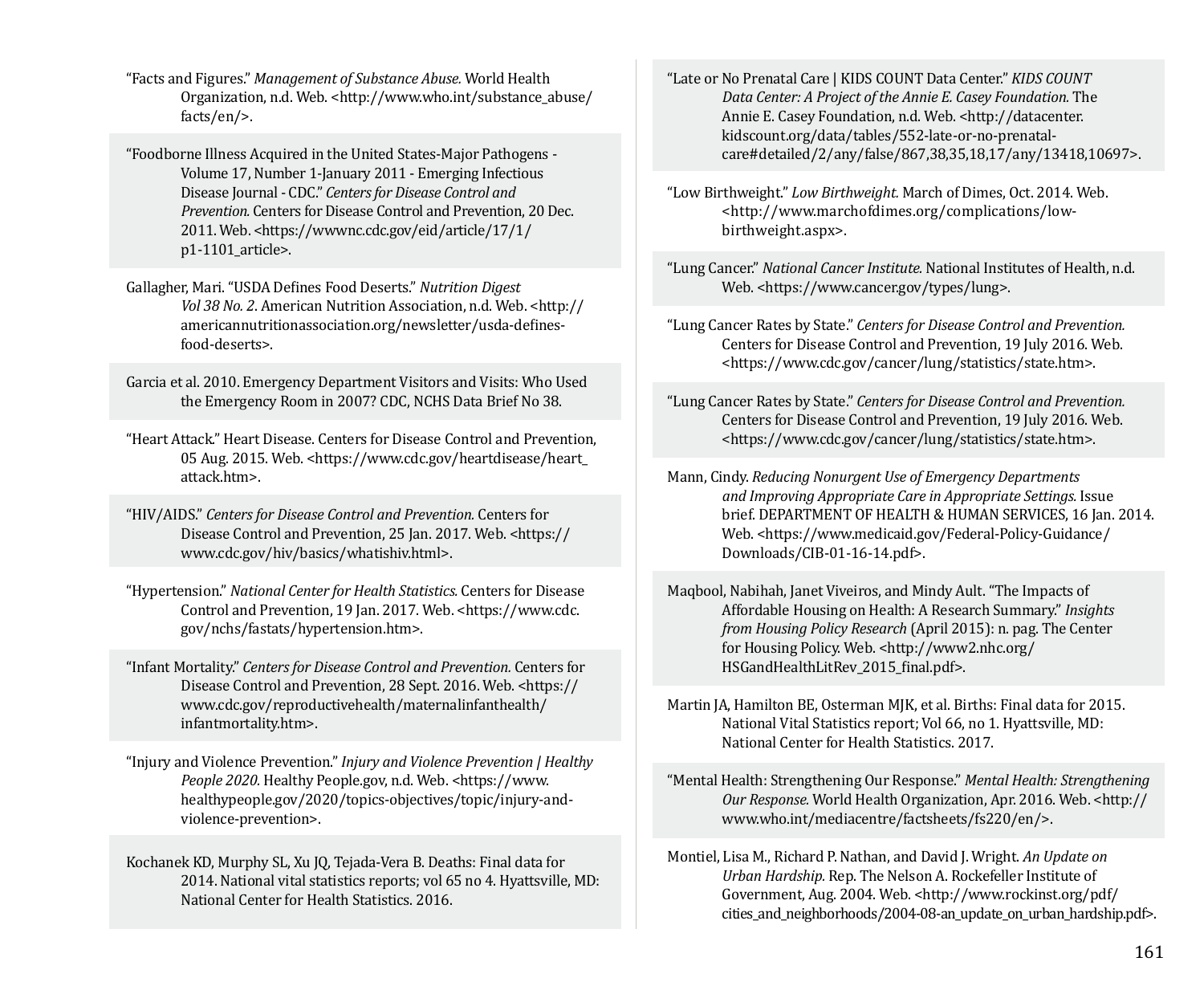"Facts and Figures." *Management of Substance Abuse.* World Health Organization, n.d. Web. <http://www.who.int/substance_abuse/facts/en/>.

"Foodborne Illness Acquired in the United States-Major Pathogens - Volume 17, Number 1-January 2011 - Emerging Infectious Disease Journal - CDC." *Centers for Disease Control and Prevention.* Centers for Disease Control and Prevention, 20 Dec. 2011. Web. <https://wwwnc.cdc.gov/eid/article/17/1/p1-1101_article>.

Gallagher, Mari. "USDA Defines Food Deserts." *Nutrition Digest Vol 38 No. 2*. American Nutrition Association, n.d. Web. <http://americannutritionassociation.org/newsletter/usda-defines-food-deserts>.

Garcia et al. 2010. Emergency Department Visitors and Visits: Who Used the Emergency Room in 2007? CDC, NCHS Data Brief No 38.

"Heart Attack." Heart Disease. Centers for Disease Control and Prevention, 05 Aug. 2015. Web. <https://www.cdc.gov/heartdisease/heart_attack.htm>.

"HIV/AIDS." *Centers for Disease Control and Prevention.* Centers for Disease Control and Prevention, 25 Jan. 2017. Web. <https://www.cdc.gov/hiv/basics/whatishiv.html>.

"Hypertension." *National Center for Health Statistics.* Centers for Disease Control and Prevention, 19 Jan. 2017. Web. <https://www.cdc.gov/nchs/fastats/hypertension.htm>.

"Infant Mortality." *Centers for Disease Control and Prevention.* Centers for Disease Control and Prevention, 28 Sept. 2016. Web. <https://www.cdc.gov/reproductivehealth/maternalinfanthealth/infantmortality.htm>.

"Injury and Violence Prevention." *Injury and Violence Prevention | Healthy People 2020.* Healthy People.gov, n.d. Web. <https://www.healthypeople.gov/2020/topics-objectives/topic/injury-and-violence-prevention>.

Kochanek KD, Murphy SL, Xu JQ, Tejada-Vera B. Deaths: Final data for 2014. National vital statistics reports; vol 65 no 4. Hyattsville, MD: National Center for Health Statistics. 2016.

"Late or No Prenatal Care | KIDS COUNT Data Center." *KIDS COUNT Data Center: A Project of the Annie E. Casey Foundation.* The Annie E. Casey Foundation, n.d. Web. <http://datacenter.kidscount.org/data/tables/552-late-or-no-prenatal-care#detailed/2/any/false/867,38,35,18,17/any/13418,10697>.

"Low Birthweight." *Low Birthweight.* March of Dimes, Oct. 2014. Web. <http://www.marchofdimes.org/complications/low-birthweight.aspx>.

"Lung Cancer." *National Cancer Institute.* National Institutes of Health, n.d. Web. <https://www.cancer.gov/types/lung>.

"Lung Cancer Rates by State." *Centers for Disease Control and Prevention.* Centers for Disease Control and Prevention, 19 July 2016. Web. <https://www.cdc.gov/cancer/lung/statistics/state.htm>.

"Lung Cancer Rates by State." *Centers for Disease Control and Prevention.* Centers for Disease Control and Prevention, 19 July 2016. Web. <https://www.cdc.gov/cancer/lung/statistics/state.htm>.

Mann, Cindy. *Reducing Nonurgent Use of Emergency Departments and Improving Appropriate Care in Appropriate Settings.* Issue brief. DEPARTMENT OF HEALTH & HUMAN SERVICES, 16 Jan. 2014. Web. <https://www.medicaid.gov/Federal-Policy-Guidance/Downloads/CIB-01-16-14.pdf>.

Maqbool, Nabihah, Janet Viveiros, and Mindy Ault. "The Impacts of Affordable Housing on Health: A Research Summary." *Insights from Housing Policy Research* (April 2015): n. pag. The Center for Housing Policy. Web. <http://www2.nhc.org/HSGandHealthLitRev_2015_final.pdf>.

Martin JA, Hamilton BE, Osterman MJK, et al. Births: Final data for 2015. National Vital Statistics report; Vol 66, no 1. Hyattsville, MD: National Center for Health Statistics. 2017.

"Mental Health: Strengthening Our Response." *Mental Health: Strengthening Our Response.* World Health Organization, Apr. 2016. Web. <http://www.who.int/mediacentre/factsheets/fs220/en/>.

Montiel, Lisa M., Richard P. Nathan, and David J. Wright. *An Update on Urban Hardship.* Rep. The Nelson A. Rockefeller Institute of Government, Aug. 2004. Web. <http://www.rockinst.org/pdf/cities_and_neighborhoods/2004-08-an_update_on_urban_hardship.pdf>.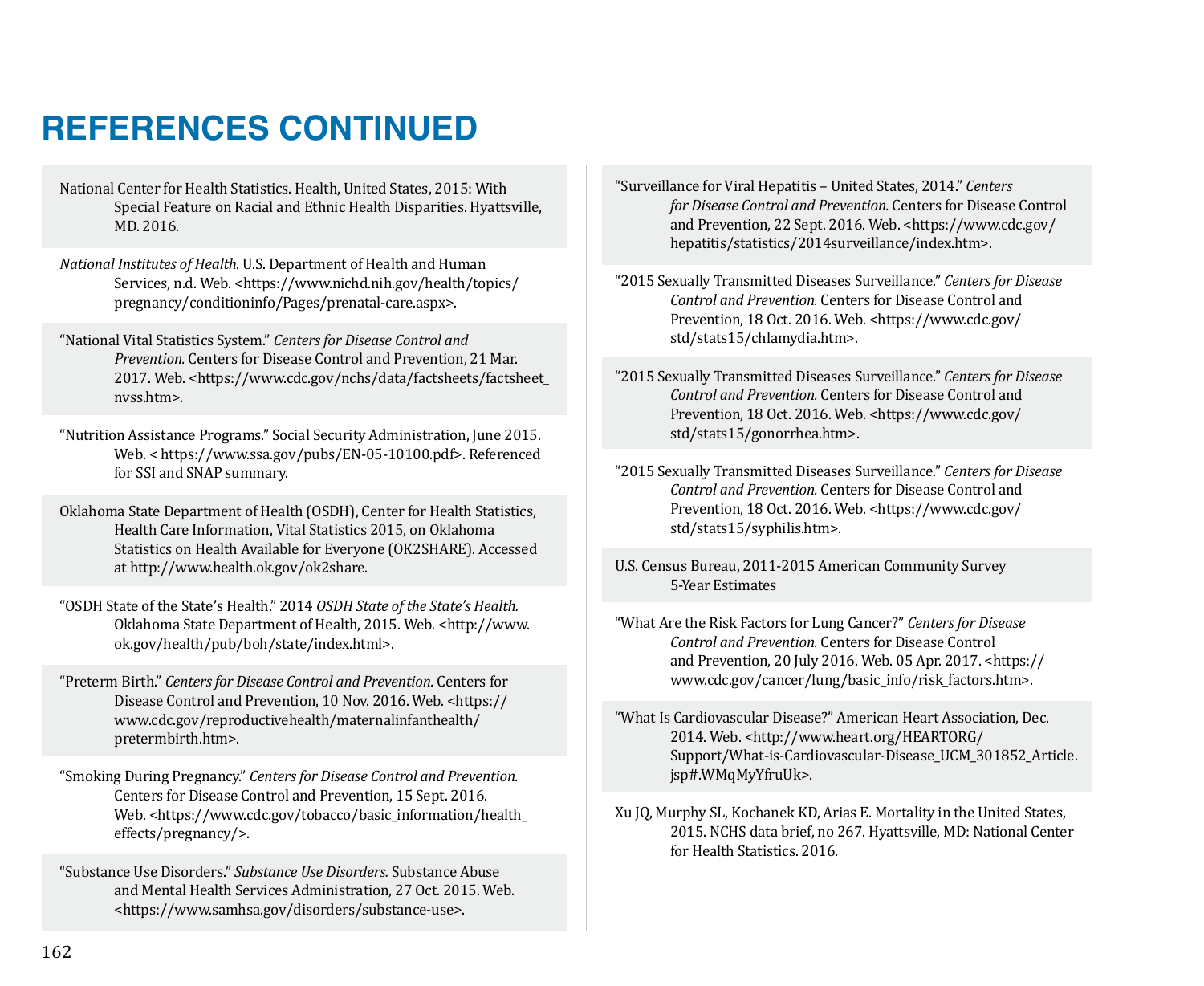# REFERENCES CONTINUED

National Center for Health Statistics. Health, United States, 2015: With Special Feature on Racial and Ethnic Health Disparities. Hyattsville, MD. 2016.

*National Institutes of Health.* U.S. Department of Health and Human Services, n.d. Web. <https://www.nichd.nih.gov/health/topics/pregnancy/conditioninfo/Pages/prenatal-care.aspx>.

"National Vital Statistics System." *Centers for Disease Control and Prevention.* Centers for Disease Control and Prevention, 21 Mar. 2017. Web. <https://www.cdc.gov/nchs/data/factsheets/factsheet_nvss.htm>.

"Nutrition Assistance Programs." Social Security Administration, June 2015. Web. < https://www.ssa.gov/pubs/EN-05-10100.pdf>. Referenced for SSI and SNAP summary.

Oklahoma State Department of Health (OSDH), Center for Health Statistics, Health Care Information, Vital Statistics 2015, on Oklahoma Statistics on Health Available for Everyone (OK2SHARE). Accessed at http://www.health.ok.gov/ok2share.

"OSDH State of the State's Health." 2014 *OSDH State of the State's Health.* Oklahoma State Department of Health, 2015. Web. <http://www.ok.gov/health/pub/boh/state/index.html>.

"Preterm Birth." *Centers for Disease Control and Prevention.* Centers for Disease Control and Prevention, 10 Nov. 2016. Web. <https://www.cdc.gov/reproductivehealth/maternalinfanthealth/pretermbirth.htm>.

"Smoking During Pregnancy." *Centers for Disease Control and Prevention.* Centers for Disease Control and Prevention, 15 Sept. 2016. Web. <https://www.cdc.gov/tobacco/basic_information/health_effects/pregnancy/>.

"Substance Use Disorders." *Substance Use Disorders.* Substance Abuse and Mental Health Services Administration, 27 Oct. 2015. Web. <https://www.samhsa.gov/disorders/substance-use>.

"Surveillance for Viral Hepatitis – United States, 2014." *Centers for Disease Control and Prevention.* Centers for Disease Control and Prevention, 22 Sept. 2016. Web. <https://www.cdc.gov/hepatitis/statistics/2014surveillance/index.htm>.

"2015 Sexually Transmitted Diseases Surveillance." *Centers for Disease Control and Prevention.* Centers for Disease Control and Prevention, 18 Oct. 2016. Web. <https://www.cdc.gov/std/stats15/chlamydia.htm>.

"2015 Sexually Transmitted Diseases Surveillance." *Centers for Disease Control and Prevention.* Centers for Disease Control and Prevention, 18 Oct. 2016. Web. <https://www.cdc.gov/std/stats15/gonorrhea.htm>.

"2015 Sexually Transmitted Diseases Surveillance." *Centers for Disease Control and Prevention.* Centers for Disease Control and Prevention, 18 Oct. 2016. Web. <https://www.cdc.gov/std/stats15/syphilis.htm>.

U.S. Census Bureau, 2011-2015 American Community Survey 5-Year Estimates

"What Are the Risk Factors for Lung Cancer?" *Centers for Disease Control and Prevention.* Centers for Disease Control and Prevention, 20 July 2016. Web. 05 Apr. 2017. <https://www.cdc.gov/cancer/lung/basic_info/risk_factors.htm>.

"What Is Cardiovascular Disease?" American Heart Association, Dec. 2014. Web. <http://www.heart.org/HEARTORG/Support/What-is-Cardiovascular-Disease_UCM_301852_Article.jsp#.WMqMyYfruUk>.

Xu JQ, Murphy SL, Kochanek KD, Arias E. Mortality in the United States, 2015. NCHS data brief, no 267. Hyattsville, MD: National Center for Health Statistics. 2016.